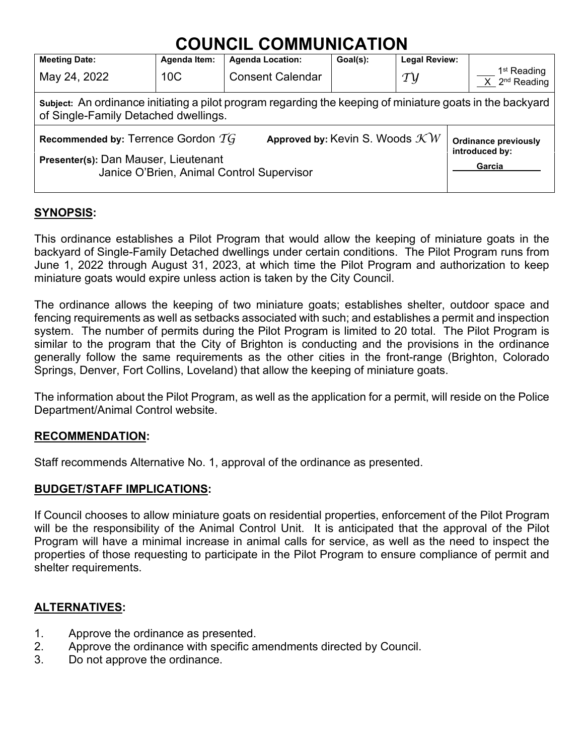# COUNCIL COMMUNICATION

| Meeting Date: | Agenda Item: | Agenda Location: | Goal(s): | Legal Review: | |
|---|---|---|---|---|---|
| May 24, 2022 | 10C | Consent Calendar | | *TY* | ___ 1st Reading<br>_X_ 2nd Reading |
| **Subject:** An ordinance initiating a pilot program regarding the keeping of miniature goats in the backyard of Single-Family Detached dwellings. | | | | | |
| **Recommended by:** Terrence Gordon *TG* | | **Approved by:** Kevin S. Woods *KW* | | | **Ordinance previously introduced by:** Garcia |
| **Presenter(s):** Dan Mauser, Lieutenant; Janice O'Brien, Animal Control Supervisor | | | | | |

## SYNOPSIS:

This ordinance establishes a Pilot Program that would allow the keeping of miniature goats in the backyard of Single-Family Detached dwellings under certain conditions. The Pilot Program runs from June 1, 2022 through August 31, 2023, at which time the Pilot Program and authorization to keep miniature goats would expire unless action is taken by the City Council.

The ordinance allows the keeping of two miniature goats; establishes shelter, outdoor space and fencing requirements as well as setbacks associated with such; and establishes a permit and inspection system. The number of permits during the Pilot Program is limited to 20 total. The Pilot Program is similar to the program that the City of Brighton is conducting and the provisions in the ordinance generally follow the same requirements as the other cities in the front-range (Brighton, Colorado Springs, Denver, Fort Collins, Loveland) that allow the keeping of miniature goats.

The information about the Pilot Program, as well as the application for a permit, will reside on the Police Department/Animal Control website.

## RECOMMENDATION:

Staff recommends Alternative No. 1, approval of the ordinance as presented.

## BUDGET/STAFF IMPLICATIONS:

If Council chooses to allow miniature goats on residential properties, enforcement of the Pilot Program will be the responsibility of the Animal Control Unit. It is anticipated that the approval of the Pilot Program will have a minimal increase in animal calls for service, as well as the need to inspect the properties of those requesting to participate in the Pilot Program to ensure compliance of permit and shelter requirements.

## ALTERNATIVES:

1. Approve the ordinance as presented.
2. Approve the ordinance with specific amendments directed by Council.
3. Do not approve the ordinance.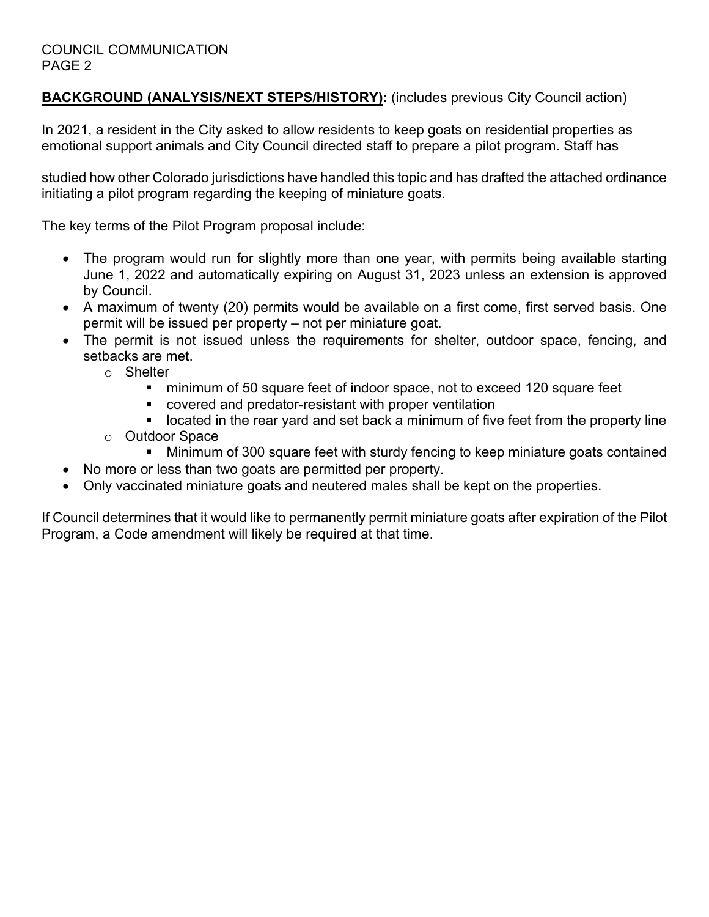**BACKGROUND (ANALYSIS/NEXT STEPS/HISTORY):** (includes previous City Council action)

In 2021, a resident in the City asked to allow residents to keep goats on residential properties as emotional support animals and City Council directed staff to prepare a pilot program. Staff has studied how other Colorado jurisdictions have handled this topic and has drafted the attached ordinance initiating a pilot program regarding the keeping of miniature goats.

The key terms of the Pilot Program proposal include:

- The program would run for slightly more than one year, with permits being available starting June 1, 2022 and automatically expiring on August 31, 2023 unless an extension is approved by Council.
- A maximum of twenty (20) permits would be available on a first come, first served basis. One permit will be issued per property – not per miniature goat.
- The permit is not issued unless the requirements for shelter, outdoor space, fencing, and setbacks are met.
  - Shelter
    - minimum of 50 square feet of indoor space, not to exceed 120 square feet
    - covered and predator-resistant with proper ventilation
    - located in the rear yard and set back a minimum of five feet from the property line
  - Outdoor Space
    - Minimum of 300 square feet with sturdy fencing to keep miniature goats contained
- No more or less than two goats are permitted per property.
- Only vaccinated miniature goats and neutered males shall be kept on the properties.

If Council determines that it would like to permanently permit miniature goats after expiration of the Pilot Program, a Code amendment will likely be required at that time.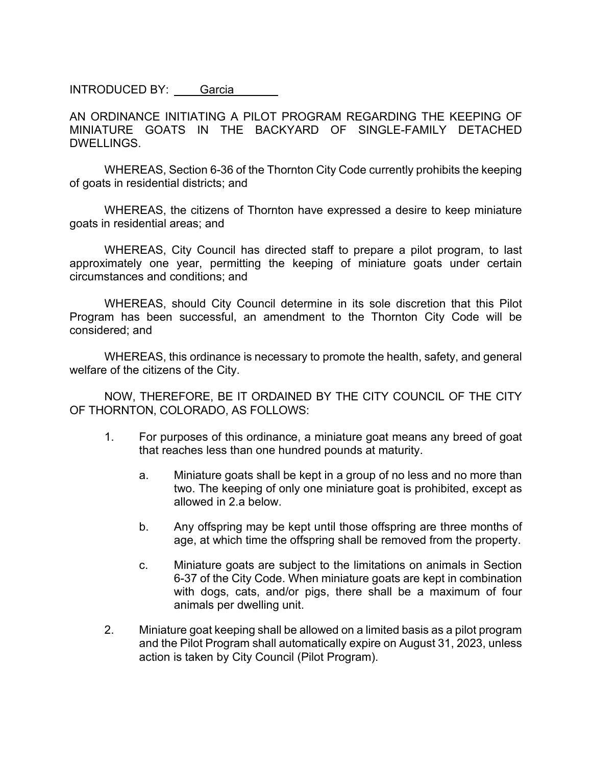INTRODUCED BY: Garcia

AN ORDINANCE INITIATING A PILOT PROGRAM REGARDING THE KEEPING OF MINIATURE GOATS IN THE BACKYARD OF SINGLE-FAMILY DETACHED DWELLINGS.

WHEREAS, Section 6-36 of the Thornton City Code currently prohibits the keeping of goats in residential districts; and

WHEREAS, the citizens of Thornton have expressed a desire to keep miniature goats in residential areas; and

WHEREAS, City Council has directed staff to prepare a pilot program, to last approximately one year, permitting the keeping of miniature goats under certain circumstances and conditions; and

WHEREAS, should City Council determine in its sole discretion that this Pilot Program has been successful, an amendment to the Thornton City Code will be considered; and

WHEREAS, this ordinance is necessary to promote the health, safety, and general welfare of the citizens of the City.

NOW, THEREFORE, BE IT ORDAINED BY THE CITY COUNCIL OF THE CITY OF THORNTON, COLORADO, AS FOLLOWS:

1. For purposes of this ordinance, a miniature goat means any breed of goat that reaches less than one hundred pounds at maturity.

   a. Miniature goats shall be kept in a group of no less and no more than two. The keeping of only one miniature goat is prohibited, except as allowed in 2.a below.

   b. Any offspring may be kept until those offspring are three months of age, at which time the offspring shall be removed from the property.

   c. Miniature goats are subject to the limitations on animals in Section 6-37 of the City Code. When miniature goats are kept in combination with dogs, cats, and/or pigs, there shall be a maximum of four animals per dwelling unit.

2. Miniature goat keeping shall be allowed on a limited basis as a pilot program and the Pilot Program shall automatically expire on August 31, 2023, unless action is taken by City Council (Pilot Program).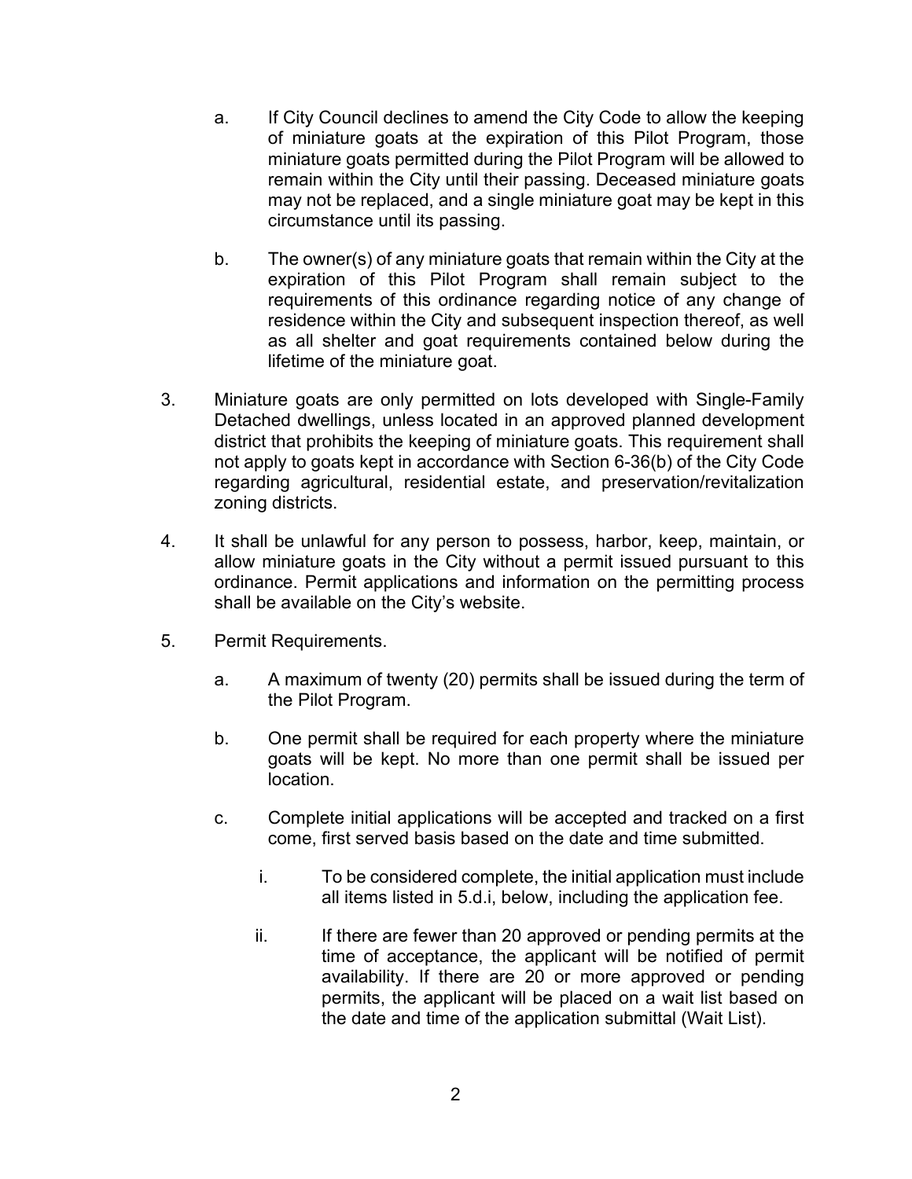a. If City Council declines to amend the City Code to allow the keeping of miniature goats at the expiration of this Pilot Program, those miniature goats permitted during the Pilot Program will be allowed to remain within the City until their passing. Deceased miniature goats may not be replaced, and a single miniature goat may be kept in this circumstance until its passing.

b. The owner(s) of any miniature goats that remain within the City at the expiration of this Pilot Program shall remain subject to the requirements of this ordinance regarding notice of any change of residence within the City and subsequent inspection thereof, as well as all shelter and goat requirements contained below during the lifetime of the miniature goat.

3. Miniature goats are only permitted on lots developed with Single-Family Detached dwellings, unless located in an approved planned development district that prohibits the keeping of miniature goats. This requirement shall not apply to goats kept in accordance with Section 6-36(b) of the City Code regarding agricultural, residential estate, and preservation/revitalization zoning districts.

4. It shall be unlawful for any person to possess, harbor, keep, maintain, or allow miniature goats in the City without a permit issued pursuant to this ordinance. Permit applications and information on the permitting process shall be available on the City's website.

5. Permit Requirements.

   a. A maximum of twenty (20) permits shall be issued during the term of the Pilot Program.

   b. One permit shall be required for each property where the miniature goats will be kept. No more than one permit shall be issued per location.

   c. Complete initial applications will be accepted and tracked on a first come, first served basis based on the date and time submitted.

      i. To be considered complete, the initial application must include all items listed in 5.d.i, below, including the application fee.

      ii. If there are fewer than 20 approved or pending permits at the time of acceptance, the applicant will be notified of permit availability. If there are 20 or more approved or pending permits, the applicant will be placed on a wait list based on the date and time of the application submittal (Wait List).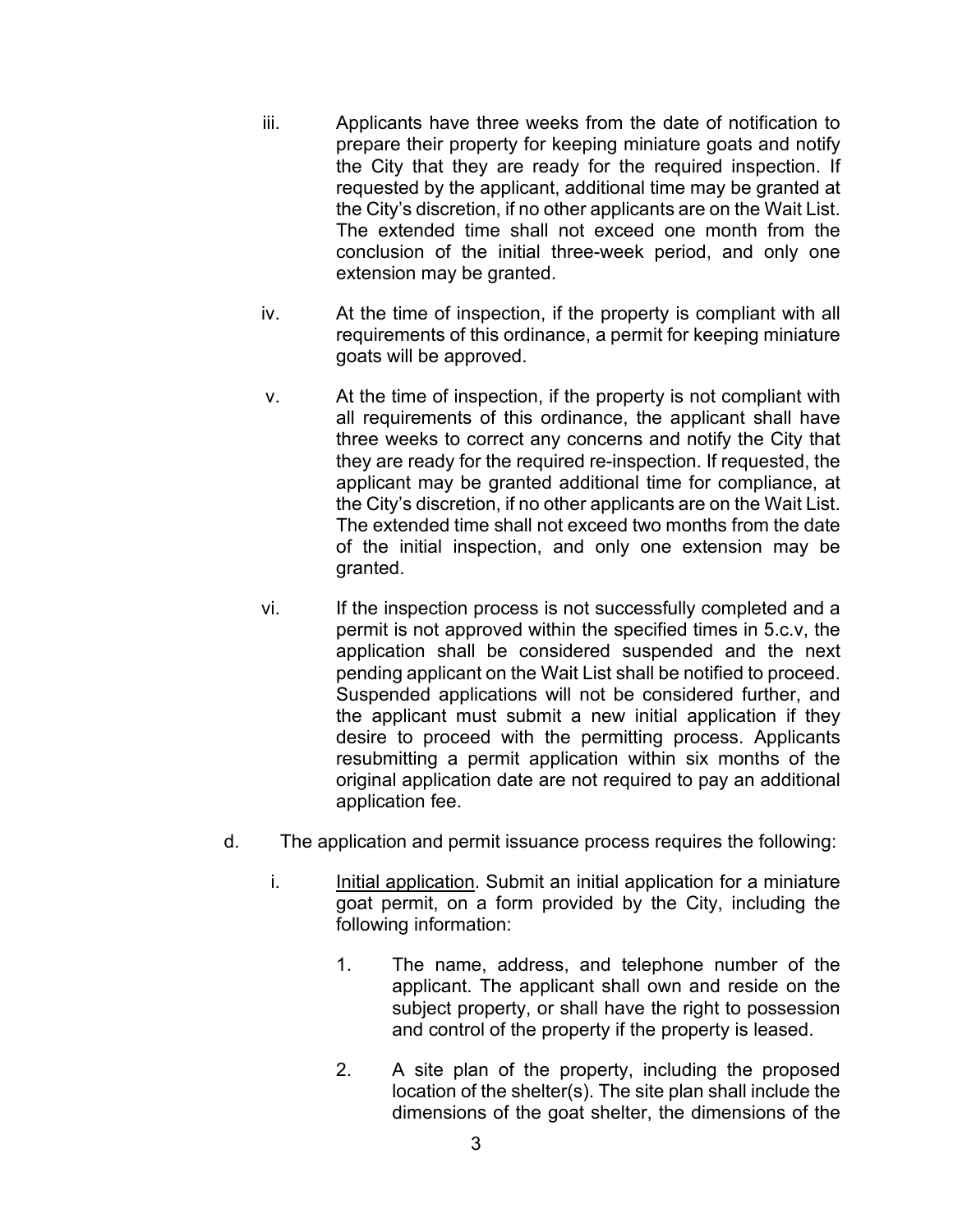iii. Applicants have three weeks from the date of notification to prepare their property for keeping miniature goats and notify the City that they are ready for the required inspection. If requested by the applicant, additional time may be granted at the City's discretion, if no other applicants are on the Wait List. The extended time shall not exceed one month from the conclusion of the initial three-week period, and only one extension may be granted.

iv. At the time of inspection, if the property is compliant with all requirements of this ordinance, a permit for keeping miniature goats will be approved.

v. At the time of inspection, if the property is not compliant with all requirements of this ordinance, the applicant shall have three weeks to correct any concerns and notify the City that they are ready for the required re-inspection. If requested, the applicant may be granted additional time for compliance, at the City's discretion, if no other applicants are on the Wait List. The extended time shall not exceed two months from the date of the initial inspection, and only one extension may be granted.

vi. If the inspection process is not successfully completed and a permit is not approved within the specified times in 5.c.v, the application shall be considered suspended and the next pending applicant on the Wait List shall be notified to proceed. Suspended applications will not be considered further, and the applicant must submit a new initial application if they desire to proceed with the permitting process. Applicants resubmitting a permit application within six months of the original application date are not required to pay an additional application fee.

d. The application and permit issuance process requires the following:

i. <u>Initial application</u>. Submit an initial application for a miniature goat permit, on a form provided by the City, including the following information:

1. The name, address, and telephone number of the applicant. The applicant shall own and reside on the subject property, or shall have the right to possession and control of the property if the property is leased.

2. A site plan of the property, including the proposed location of the shelter(s). The site plan shall include the dimensions of the goat shelter, the dimensions of the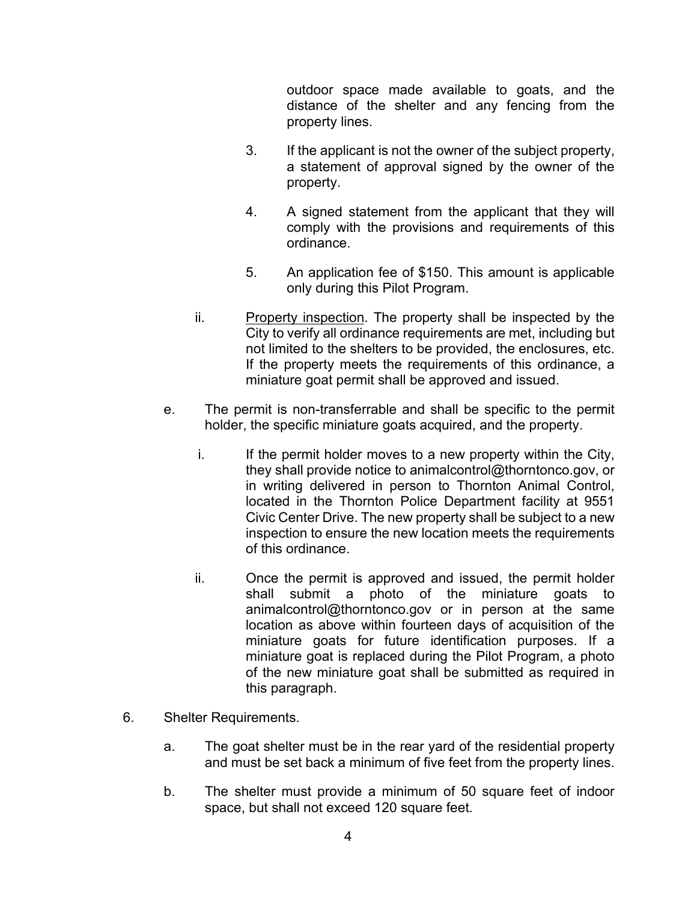outdoor space made available to goats, and the distance of the shelter and any fencing from the property lines.

3. If the applicant is not the owner of the subject property, a statement of approval signed by the owner of the property.

4. A signed statement from the applicant that they will comply with the provisions and requirements of this ordinance.

5. An application fee of $150. This amount is applicable only during this Pilot Program.

ii. Property inspection. The property shall be inspected by the City to verify all ordinance requirements are met, including but not limited to the shelters to be provided, the enclosures, etc. If the property meets the requirements of this ordinance, a miniature goat permit shall be approved and issued.

e. The permit is non-transferrable and shall be specific to the permit holder, the specific miniature goats acquired, and the property.

i. If the permit holder moves to a new property within the City, they shall provide notice to animalcontrol@thorntonco.gov, or in writing delivered in person to Thornton Animal Control, located in the Thornton Police Department facility at 9551 Civic Center Drive. The new property shall be subject to a new inspection to ensure the new location meets the requirements of this ordinance.

ii. Once the permit is approved and issued, the permit holder shall submit a photo of the miniature goats to animalcontrol@thorntonco.gov or in person at the same location as above within fourteen days of acquisition of the miniature goats for future identification purposes. If a miniature goat is replaced during the Pilot Program, a photo of the new miniature goat shall be submitted as required in this paragraph.

6. Shelter Requirements.

a. The goat shelter must be in the rear yard of the residential property and must be set back a minimum of five feet from the property lines.

b. The shelter must provide a minimum of 50 square feet of indoor space, but shall not exceed 120 square feet.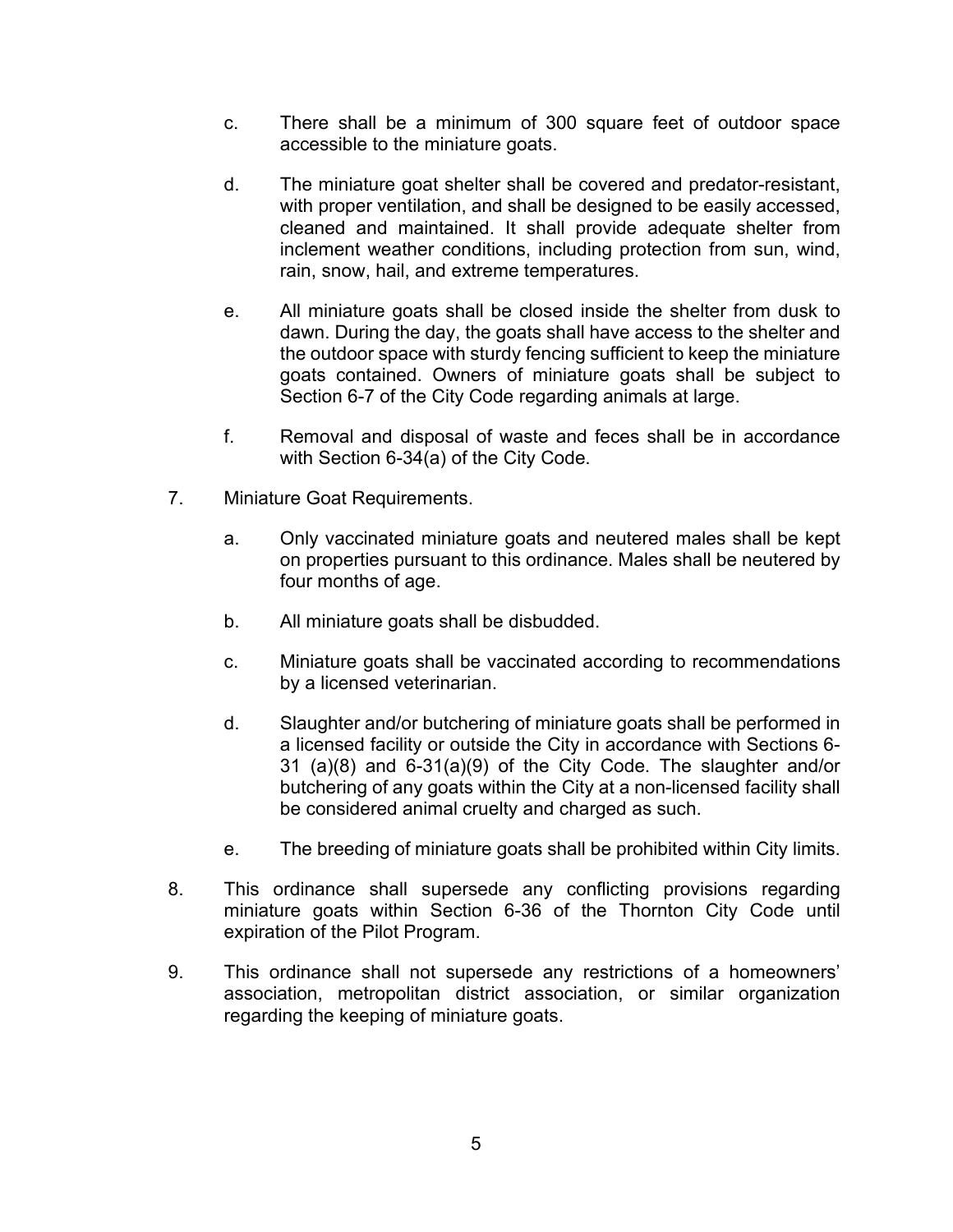c. There shall be a minimum of 300 square feet of outdoor space accessible to the miniature goats.

d. The miniature goat shelter shall be covered and predator-resistant, with proper ventilation, and shall be designed to be easily accessed, cleaned and maintained. It shall provide adequate shelter from inclement weather conditions, including protection from sun, wind, rain, snow, hail, and extreme temperatures.

e. All miniature goats shall be closed inside the shelter from dusk to dawn. During the day, the goats shall have access to the shelter and the outdoor space with sturdy fencing sufficient to keep the miniature goats contained. Owners of miniature goats shall be subject to Section 6-7 of the City Code regarding animals at large.

f. Removal and disposal of waste and feces shall be in accordance with Section 6-34(a) of the City Code.

7. Miniature Goat Requirements.

   a. Only vaccinated miniature goats and neutered males shall be kept on properties pursuant to this ordinance. Males shall be neutered by four months of age.

   b. All miniature goats shall be disbudded.

   c. Miniature goats shall be vaccinated according to recommendations by a licensed veterinarian.

   d. Slaughter and/or butchering of miniature goats shall be performed in a licensed facility or outside the City in accordance with Sections 6-31 (a)(8) and 6-31(a)(9) of the City Code. The slaughter and/or butchering of any goats within the City at a non-licensed facility shall be considered animal cruelty and charged as such.

   e. The breeding of miniature goats shall be prohibited within City limits.

8. This ordinance shall supersede any conflicting provisions regarding miniature goats within Section 6-36 of the Thornton City Code until expiration of the Pilot Program.

9. This ordinance shall not supersede any restrictions of a homeowners' association, metropolitan district association, or similar organization regarding the keeping of miniature goats.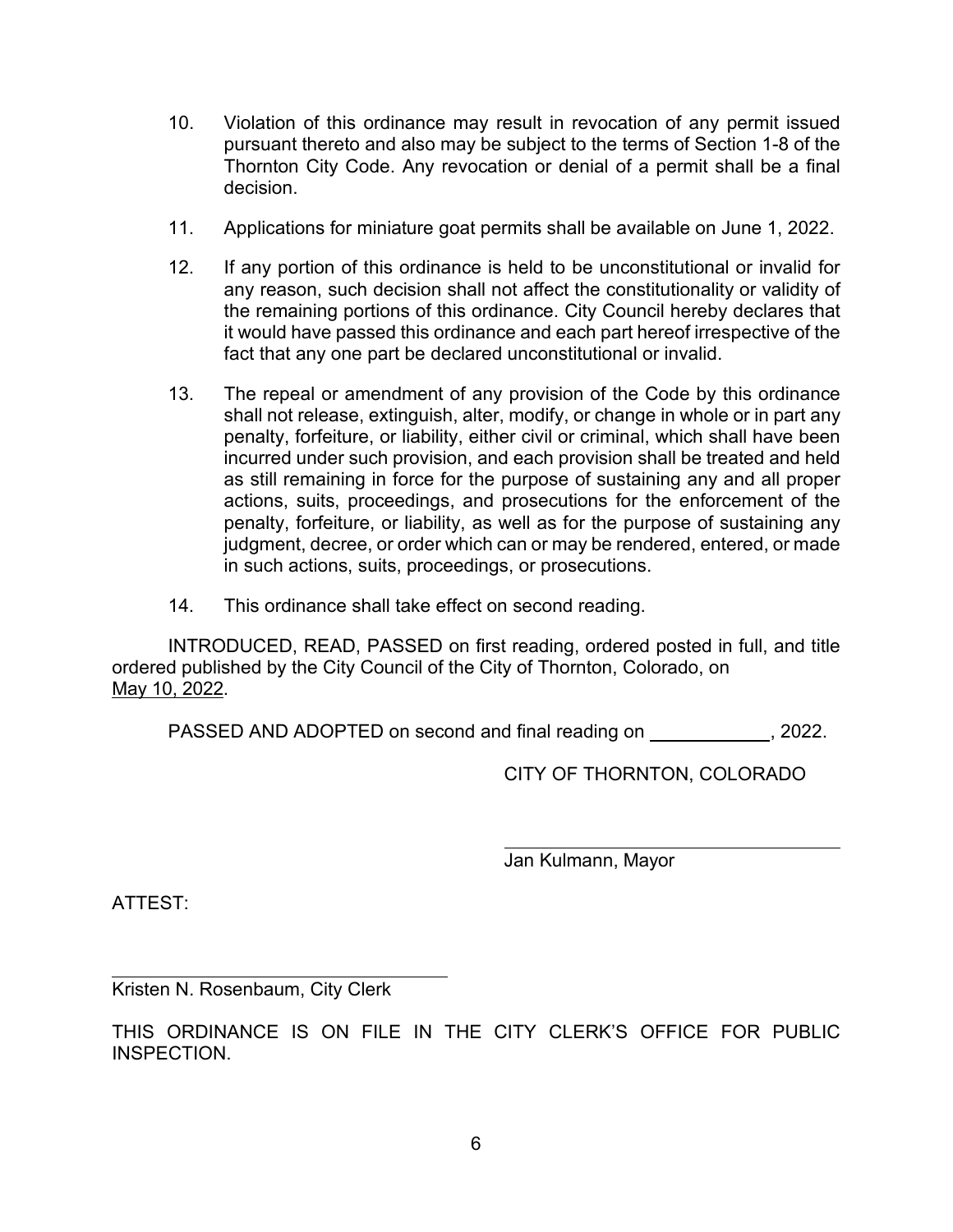10. Violation of this ordinance may result in revocation of any permit issued pursuant thereto and also may be subject to the terms of Section 1-8 of the Thornton City Code. Any revocation or denial of a permit shall be a final decision.

11. Applications for miniature goat permits shall be available on June 1, 2022.

12. If any portion of this ordinance is held to be unconstitutional or invalid for any reason, such decision shall not affect the constitutionality or validity of the remaining portions of this ordinance. City Council hereby declares that it would have passed this ordinance and each part hereof irrespective of the fact that any one part be declared unconstitutional or invalid.

13. The repeal or amendment of any provision of the Code by this ordinance shall not release, extinguish, alter, modify, or change in whole or in part any penalty, forfeiture, or liability, either civil or criminal, which shall have been incurred under such provision, and each provision shall be treated and held as still remaining in force for the purpose of sustaining any and all proper actions, suits, proceedings, and prosecutions for the enforcement of the penalty, forfeiture, or liability, as well as for the purpose of sustaining any judgment, decree, or order which can or may be rendered, entered, or made in such actions, suits, proceedings, or prosecutions.

14. This ordinance shall take effect on second reading.

INTRODUCED, READ, PASSED on first reading, ordered posted in full, and title ordered published by the City Council of the City of Thornton, Colorado, on May 10, 2022.

PASSED AND ADOPTED on second and final reading on ____________, 2022.

CITY OF THORNTON, COLORADO

______________________________
Jan Kulmann, Mayor

ATTEST:

______________________________
Kristen N. Rosenbaum, City Clerk

THIS ORDINANCE IS ON FILE IN THE CITY CLERK'S OFFICE FOR PUBLIC INSPECTION.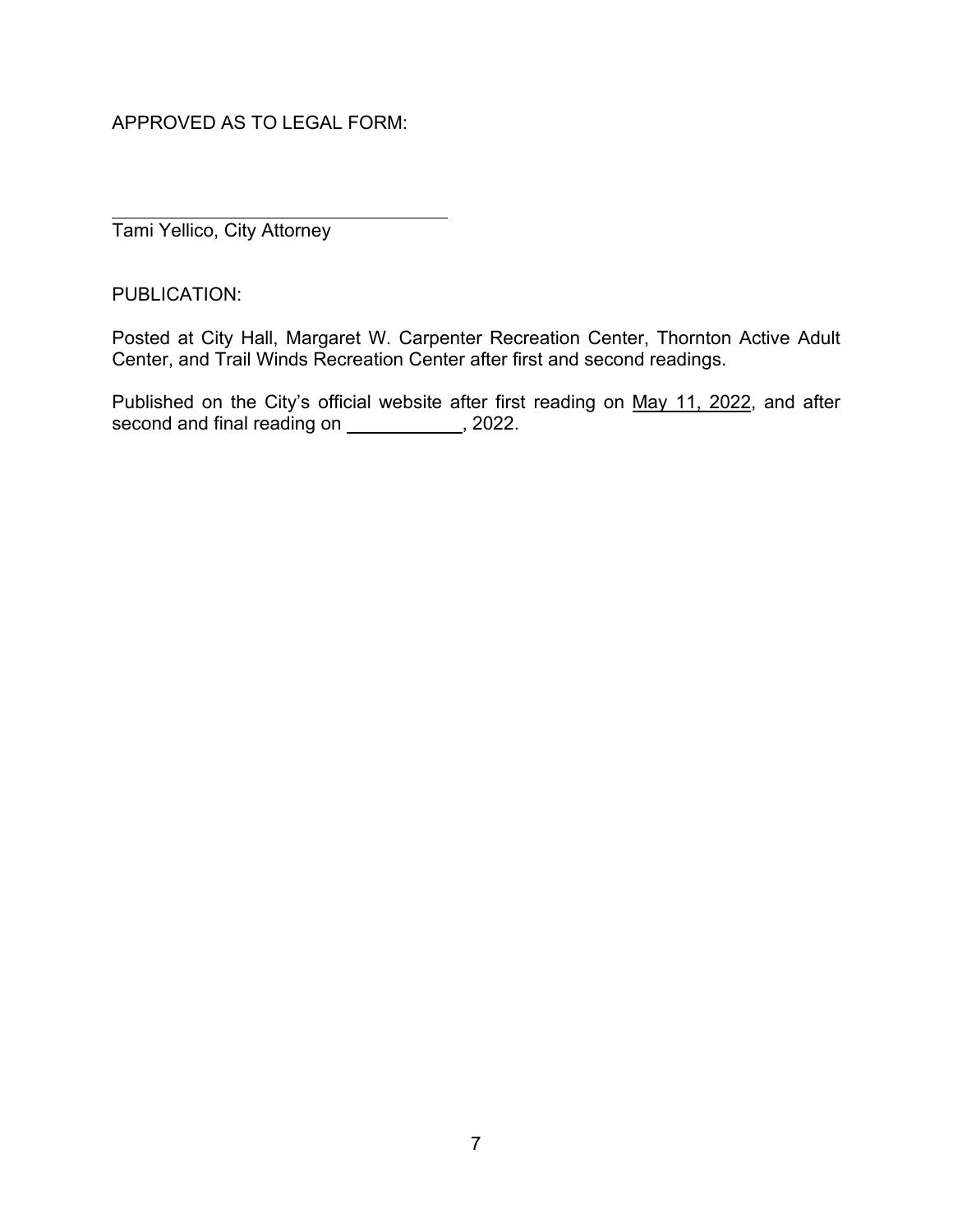APPROVED AS TO LEGAL FORM:

\_\_\_\_\_\_\_\_\_\_\_\_\_\_\_\_\_\_\_\_\_\_\_\_\_\_\_\_\_\_\_\_\_\_\_\_

Tami Yellico, City Attorney

PUBLICATION:

Posted at City Hall, Margaret W. Carpenter Recreation Center, Thornton Active Adult Center, and Trail Winds Recreation Center after first and second readings.

Published on the City's official website after first reading on <u>May 11, 2022</u>, and after second and final reading on \_\_\_\_\_\_\_\_\_\_\_\_, 2022.